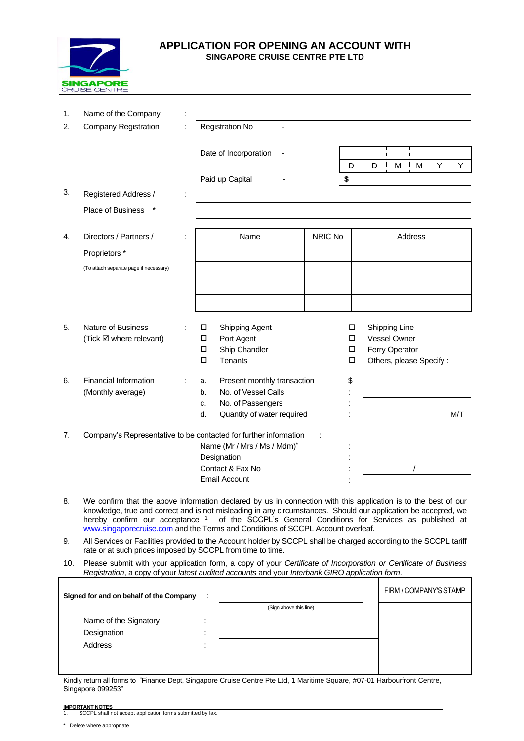# APPLICATION FOR OPENING AN ACCOUNT WITH
## SINGAPORE CRUISE CENTRE PTE LTD

1. Name of the Company :

2. Company Registration : Registration No -

   Date of Incorporation - D D M M Y Y

   Paid up Capital - $

3. Registered Address / Place of Business * :

4. Directors / Partners / Proprietors * :
   (To attach separate page if necessary)

| Name | NRIC No | Address |
|---|---|---|
| | | |
| | | |
| | | |
| | | |

5. Nature of Business (Tick ☑ where relevant) :

   - ☐ Shipping Agent
   - ☐ Port Agent
   - ☐ Ship Chandler
   - ☐ Tenants
   - ☐ Shipping Line
   - ☐ Vessel Owner
   - ☐ Ferry Operator
   - ☐ Others, please Specify :

6. Financial Information (Monthly average) :

   a. Present monthly transaction $
   b. No. of Vessel Calls :
   c. No. of Passengers :
   d. Quantity of water required : M/T

7. Company's Representative to be contacted for further information :

   Name (Mr / Mrs / Ms / Mdm)* :
   Designation :
   Contact & Fax No : /
   Email Account :

8. We confirm that the above information declared by us in connection with this application is to the best of our knowledge, true and correct and is not misleading in any circumstances. Should our application be accepted, we hereby confirm our acceptance [1] of the SCCPL's General Conditions for Services as published at www.singaporecruise.com and the Terms and Conditions of SCCPL Account overleaf.

9. All Services or Facilities provided to the Account holder by SCCPL shall be charged according to the SCCPL tariff rate or at such prices imposed by SCCPL from time to time.

10. Please submit with your application form, a copy of your *Certificate of Incorporation or Certificate of Business Registration*, a copy of your *latest audited accounts* and your *Interbank GIRO application form*.

**Signed for and on behalf of the Company** :

(Sign above this line)

Name of the Signatory :
Designation :
Address :

FIRM / COMPANY'S STAMP

Kindly return all forms to "Finance Dept, Singapore Cruise Centre Pte Ltd, 1 Maritime Square, #07-01 Harbourfront Centre, Singapore 099253"

**IMPORTANT NOTES**

1. SCCPL shall not accept application forms submitted by fax.

\* Delete where appropriate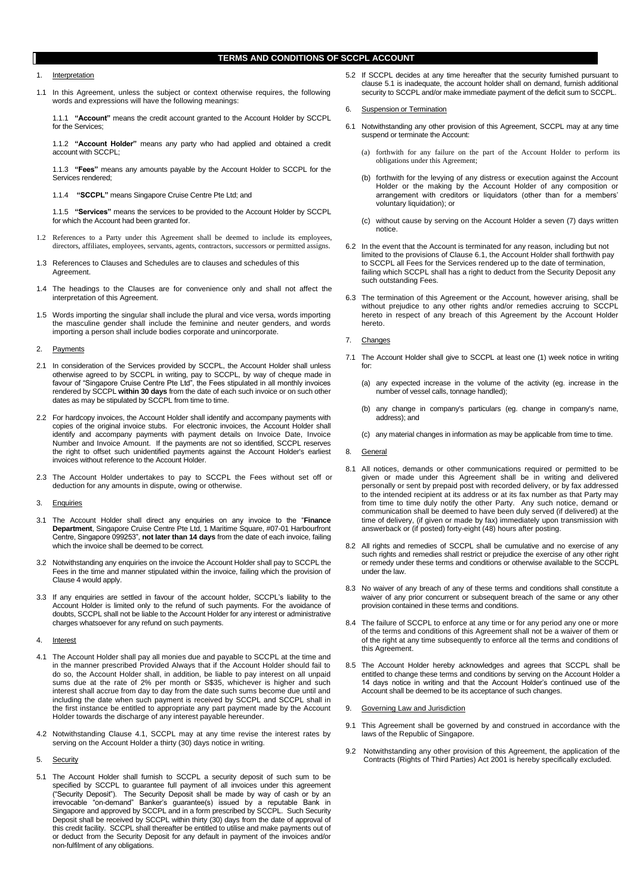# TERMS AND CONDITIONS OF SCCPL ACCOUNT

1. Interpretation

1.1 In this Agreement, unless the subject or context otherwise requires, the following words and expressions will have the following meanings:

1.1.1 **"Account"** means the credit account granted to the Account Holder by SCCPL for the Services;

1.1.2 **"Account Holder"** means any party who had applied and obtained a credit account with SCCPL;

1.1.3 **"Fees"** means any amounts payable by the Account Holder to SCCPL for the Services rendered;

1.1.4 **"SCCPL"** means Singapore Cruise Centre Pte Ltd; and

1.1.5 **"Services"** means the services to be provided to the Account Holder by SCCPL for which the Account had been granted for.

1.2 References to a Party under this Agreement shall be deemed to include its employees, directors, affiliates, employees, servants, agents, contractors, successors or permitted assigns.

1.3 References to Clauses and Schedules are to clauses and schedules of this Agreement.

1.4 The headings to the Clauses are for convenience only and shall not affect the interpretation of this Agreement.

1.5 Words importing the singular shall include the plural and vice versa, words importing the masculine gender shall include the feminine and neuter genders, and words importing a person shall include bodies corporate and unincorporate.

2. Payments

2.1 In consideration of the Services provided by SCCPL, the Account Holder shall unless otherwise agreed to by SCCPL in writing, pay to SCCPL, by way of cheque made in favour of "Singapore Cruise Centre Pte Ltd", the Fees stipulated in all monthly invoices rendered by SCCPL **within 30 days** from the date of each such invoice or on such other dates as may be stipulated by SCCPL from time to time.

2.2 For hardcopy invoices, the Account Holder shall identify and accompany payments with copies of the original invoice stubs. For electronic invoices, the Account Holder shall identify and accompany payments with payment details on Invoice Date, Invoice Number and Invoice Amount. If the payments are not so identified, SCCPL reserves the right to offset such unidentified payments against the Account Holder's earliest invoices without reference to the Account Holder.

2.3 The Account Holder undertakes to pay to SCCPL the Fees without set off or deduction for any amounts in dispute, owing or otherwise.

3. Enquiries

3.1 The Account Holder shall direct any enquiries on any invoice to the "**Finance Department**, Singapore Cruise Centre Pte Ltd, 1 Maritime Square, #07-01 Harbourfront Centre, Singapore 099253", **not later than 14 days** from the date of each invoice, failing which the invoice shall be deemed to be correct.

3.2 Notwithstanding any enquiries on the invoice the Account Holder shall pay to SCCPL the Fees in the time and manner stipulated within the invoice, failing which the provision of Clause 4 would apply.

3.3 If any enquiries are settled in favour of the account holder, SCCPL's liability to the Account Holder is limited only to the refund of such payments. For the avoidance of doubts, SCCPL shall not be liable to the Account Holder for any interest or administrative charges whatsoever for any refund on such payments.

4. Interest

4.1 The Account Holder shall pay all monies due and payable to SCCPL at the time and in the manner prescribed Provided Always that if the Account Holder should fail to do so, the Account Holder shall, in addition, be liable to pay interest on all unpaid sums due at the rate of 2% per month or S$35, whichever is higher and such interest shall accrue from day to day from the date such sums become due until and including the date when such payment is received by SCCPL and SCCPL shall in the first instance be entitled to appropriate any part payment made by the Account Holder towards the discharge of any interest payable hereunder.

4.2 Notwithstanding Clause 4.1, SCCPL may at any time revise the interest rates by serving on the Account Holder a thirty (30) days notice in writing.

5. Security

5.1 The Account Holder shall furnish to SCCPL a security deposit of such sum to be specified by SCCPL to guarantee full payment of all invoices under this agreement ("Security Deposit"). The Security Deposit shall be made by way of cash or by an irrevocable "on-demand" Banker's guarantee(s) issued by a reputable Bank in Singapore and approved by SCCPL and in a form prescribed by SCCPL. Such Security Deposit shall be received by SCCPL within thirty (30) days from the date of approval of this credit facility. SCCPL shall thereafter be entitled to utilise and make payments out of or deduct from the Security Deposit for any default in payment of the invoices and/or non-fulfilment of any obligations.

5.2 If SCCPL decides at any time hereafter that the security furnished pursuant to clause 5.1 is inadequate, the account holder shall on demand, furnish additional security to SCCPL and/or make immediate payment of the deficit sum to SCCPL.

6. Suspension or Termination

6.1 Notwithstanding any other provision of this Agreement, SCCPL may at any time suspend or terminate the Account:

(a) forthwith for any failure on the part of the Account Holder to perform its obligations under this Agreement;

(b) forthwith for the levying of any distress or execution against the Account Holder or the making by the Account Holder of any composition or arrangement with creditors or liquidators (other than for a members' voluntary liquidation); or

(c) without cause by serving on the Account Holder a seven (7) days written notice.

6.2 In the event that the Account is terminated for any reason, including but not limited to the provisions of Clause 6.1, the Account Holder shall forthwith pay to SCCPL all Fees for the Services rendered up to the date of termination, failing which SCCPL shall has a right to deduct from the Security Deposit any such outstanding Fees.

6.3 The termination of this Agreement or the Account, however arising, shall be without prejudice to any other rights and/or remedies accruing to SCCPL hereto in respect of any breach of this Agreement by the Account Holder hereto.

7. Changes

7.1 The Account Holder shall give to SCCPL at least one (1) week notice in writing for:

(a) any expected increase in the volume of the activity (eg. increase in the number of vessel calls, tonnage handled);

(b) any change in company's particulars (eg. change in company's name, address); and

(c) any material changes in information as may be applicable from time to time.

8. General

8.1 All notices, demands or other communications required or permitted to be given or made under this Agreement shall be in writing and delivered personally or sent by prepaid post with recorded delivery, or by fax addressed to the intended recipient at its address or at its fax number as that Party may from time to time duly notify the other Party. Any such notice, demand or communication shall be deemed to have been duly served (if delivered) at the time of delivery, (if given or made by fax) immediately upon transmission with answerback or (if posted) forty-eight (48) hours after posting.

8.2 All rights and remedies of SCCPL shall be cumulative and no exercise of any such rights and remedies shall restrict or prejudice the exercise of any other right or remedy under these terms and conditions or otherwise available to the SCCPL under the law.

8.3 No waiver of any breach of any of these terms and conditions shall constitute a waiver of any prior concurrent or subsequent breach of the same or any other provision contained in these terms and conditions.

8.4 The failure of SCCPL to enforce at any time or for any period any one or more of the terms and conditions of this Agreement shall not be a waiver of them or of the right at any time subsequently to enforce all the terms and conditions of this Agreement.

8.5 The Account Holder hereby acknowledges and agrees that SCCPL shall be entitled to change these terms and conditions by serving on the Account Holder a 14 days notice in writing and that the Account Holder's continued use of the Account shall be deemed to be its acceptance of such changes.

9. Governing Law and Jurisdiction

9.1 This Agreement shall be governed by and construed in accordance with the laws of the Republic of Singapore.

9.2 Notwithstanding any other provision of this Agreement, the application of the Contracts (Rights of Third Parties) Act 2001 is hereby specifically excluded.